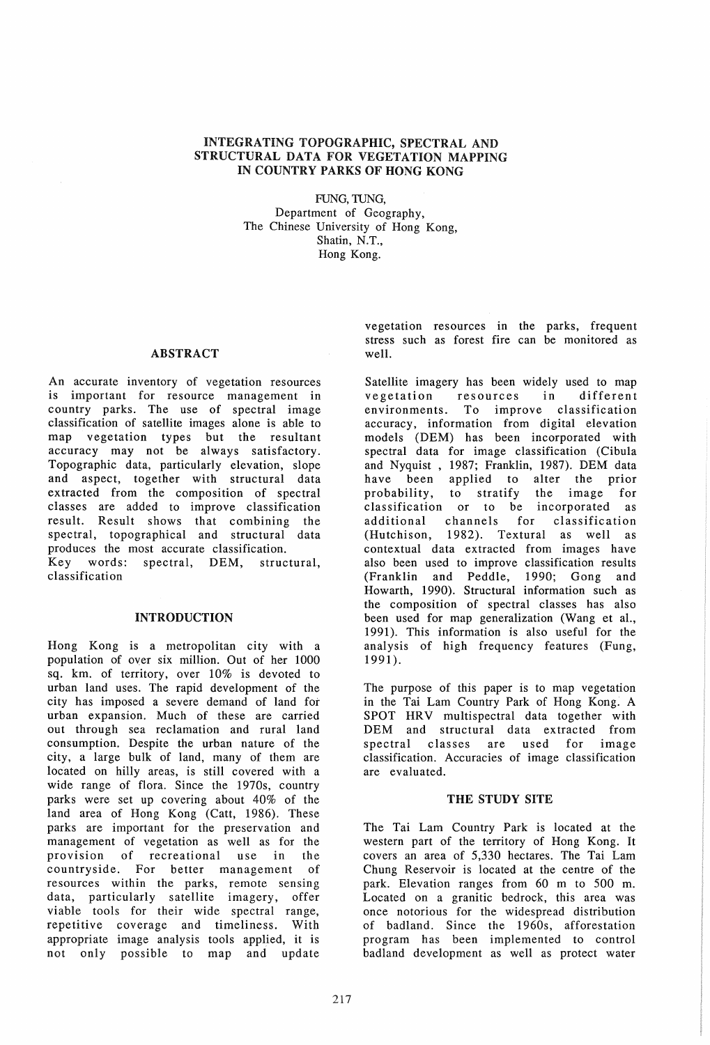# INTEGRATING TOPOGRAPHIC, SPECTRAL AND STRUCTURAL DATA FOR VEGETATION MAPPING IN COUNTRY PARKS OF HONG KONG

FUNG, TUNG,
Department of Geography,
The Chinese University of Hong Kong,
Shatin, N.T.,
Hong Kong.

## ABSTRACT

An accurate inventory of vegetation resources is important for resource management in country parks. The use of spectral image classification of satellite images alone is able to map vegetation types but the resultant accuracy may not be always satisfactory. Topographic data, particularly elevation, slope and aspect, together with structural data extracted from the composition of spectral classes are added to improve classification result. Result shows that combining the spectral, topographical and structural data produces the most accurate classification.
Key words: spectral, DEM, structural, classification

## INTRODUCTION

Hong Kong is a metropolitan city with a population of over six million. Out of her 1000 sq. km. of territory, over 10% is devoted to urban land uses. The rapid development of the city has imposed a severe demand of land for urban expansion. Much of these are carried out through sea reclamation and rural land consumption. Despite the urban nature of the city, a large bulk of land, many of them are located on hilly areas, is still covered with a wide range of flora. Since the 1970s, country parks were set up covering about 40% of the land area of Hong Kong (Catt, 1986). These parks are important for the preservation and management of vegetation as well as for the provision of recreational use in the countryside. For better management of resources within the parks, remote sensing data, particularly satellite imagery, offer viable tools for their wide spectral range, repetitive coverage and timeliness. With appropriate image analysis tools applied, it is not only possible to map and update vegetation resources in the parks, frequent stress such as forest fire can be monitored as well.

Satellite imagery has been widely used to map vegetation resources in different environments. To improve classification accuracy, information from digital elevation models (DEM) has been incorporated with spectral data for image classification (Cibula and Nyquist , 1987; Franklin, 1987). DEM data have been applied to alter the prior probability, to stratify the image for classification or to be incorporated as additional channels for classification (Hutchison, 1982). Textural as well as contextual data extracted from images have also been used to improve classification results (Franklin and Peddle, 1990; Gong and Howarth, 1990). Structural information such as the composition of spectral classes has also been used for map generalization (Wang et al., 1991). This information is also useful for the analysis of high frequency features (Fung, 1991).

The purpose of this paper is to map vegetation in the Tai Lam Country Park of Hong Kong. A SPOT HRV multispectral data together with DEM and structural data extracted from spectral classes are used for image classification. Accuracies of image classification are evaluated.

## THE STUDY SITE

The Tai Lam Country Park is located at the western part of the territory of Hong Kong. It covers an area of 5,330 hectares. The Tai Lam Chung Reservoir is located at the centre of the park. Elevation ranges from 60 m to 500 m. Located on a granitic bedrock, this area was once notorious for the widespread distribution of badland. Since the 1960s, afforestation program has been implemented to control badland development as well as protect water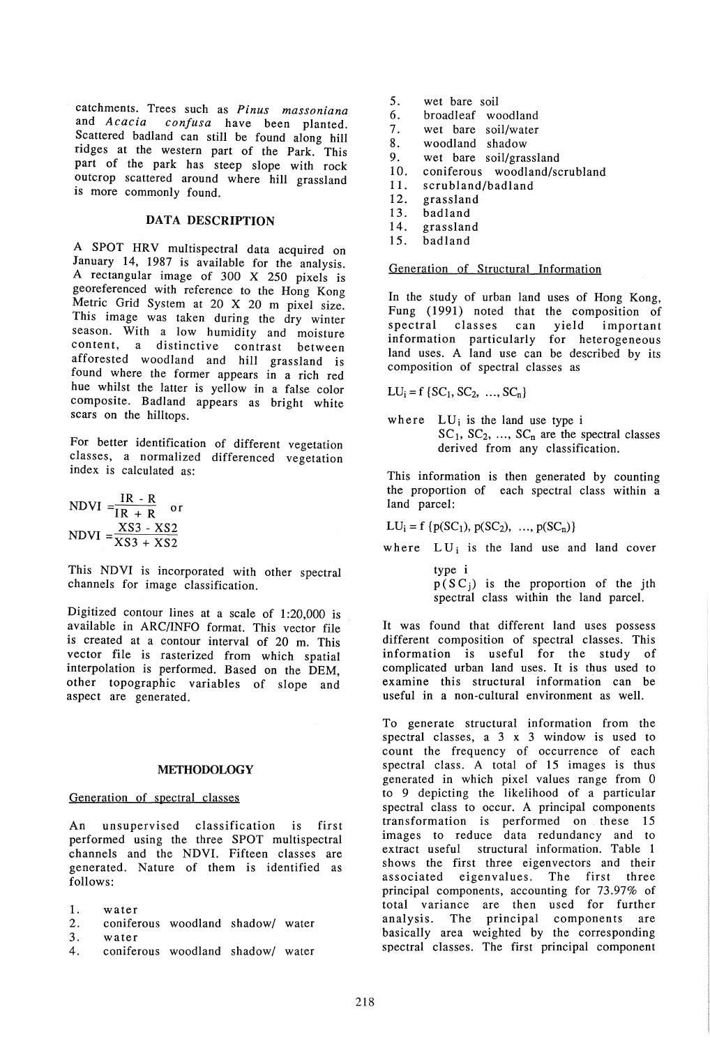catchments. Trees such as *Pinus massoniana* and *Acacia confusa* have been planted. Scattered badland can still be found along hill ridges at the western part of the Park. This part of the park has steep slope with rock outcrop scattered around where hill grassland is more commonly found.

## DATA DESCRIPTION

A SPOT HRV multispectral data acquired on January 14, 1987 is available for the analysis. A rectangular image of 300 X 250 pixels is georeferenced with reference to the Hong Kong Metric Grid System at 20 X 20 m pixel size. This image was taken during the dry winter season. With a low humidity and moisture content, a distinctive contrast between afforested woodland and hill grassland is found where the former appears in a rich red hue whilst the latter is yellow in a false color composite. Badland appears as bright white scars on the hilltops.

For better identification of different vegetation classes, a normalized differenced vegetation index is calculated as:

$$NDVI = \frac{IR - R}{IR + R} \quad \text{or}$$

$$NDVI = \frac{XS3 - XS2}{XS3 + XS2}$$

This NDVI is incorporated with other spectral channels for image classification.

Digitized contour lines at a scale of 1:20,000 is available in ARC/INFO format. This vector file is created at a contour interval of 20 m. This vector file is rasterized from which spatial interpolation is performed. Based on the DEM, other topographic variables of slope and aspect are generated.

## METHODOLOGY

### Generation of spectral classes

An unsupervised classification is first performed using the three SPOT multispectral channels and the NDVI. Fifteen classes are generated. Nature of them is identified as follows:

1. water
2. coniferous woodland shadow/ water
3. water
4. coniferous woodland shadow/ water
5. wet bare soil
6. broadleaf woodland
7. wet bare soil/water
8. woodland shadow
9. wet bare soil/grassland
10. coniferous woodland/scrubland
11. scrubland/badland
12. grassland
13. badland
14. grassland
15. badland

### Generation of Structural Information

In the study of urban land uses of Hong Kong, Fung (1991) noted that the composition of spectral classes can yield important information particularly for heterogeneous land uses. A land use can be described by its composition of spectral classes as

$$LU_i = f\{SC_1, SC_2, \ldots, SC_n\}$$

where $LU_i$ is the land use type i
$SC_1, SC_2, \ldots, SC_n$ are the spectral classes derived from any classification.

This information is then generated by counting the proportion of each spectral class within a land parcel:

$$LU_i = f\{p(SC_1), p(SC_2), \ldots, p(SC_n)\}$$

where $LU_i$ is the land use and land cover type i
$p(SC_j)$ is the proportion of the jth spectral class within the land parcel.

It was found that different land uses possess different composition of spectral classes. This information is useful for the study of complicated urban land uses. It is thus used to examine this structural information can be useful in a non-cultural environment as well.

To generate structural information from the spectral classes, a 3 x 3 window is used to count the frequency of occurrence of each spectral class. A total of 15 images is thus generated in which pixel values range from 0 to 9 depicting the likelihood of a particular spectral class to occur. A principal components transformation is performed on these 15 images to reduce data redundancy and to extract useful structural information. Table 1 shows the first three eigenvectors and their associated eigenvalues. The first three principal components, accounting for 73.97% of total variance are then used for further analysis. The principal components are basically area weighted by the corresponding spectral classes. The first principal component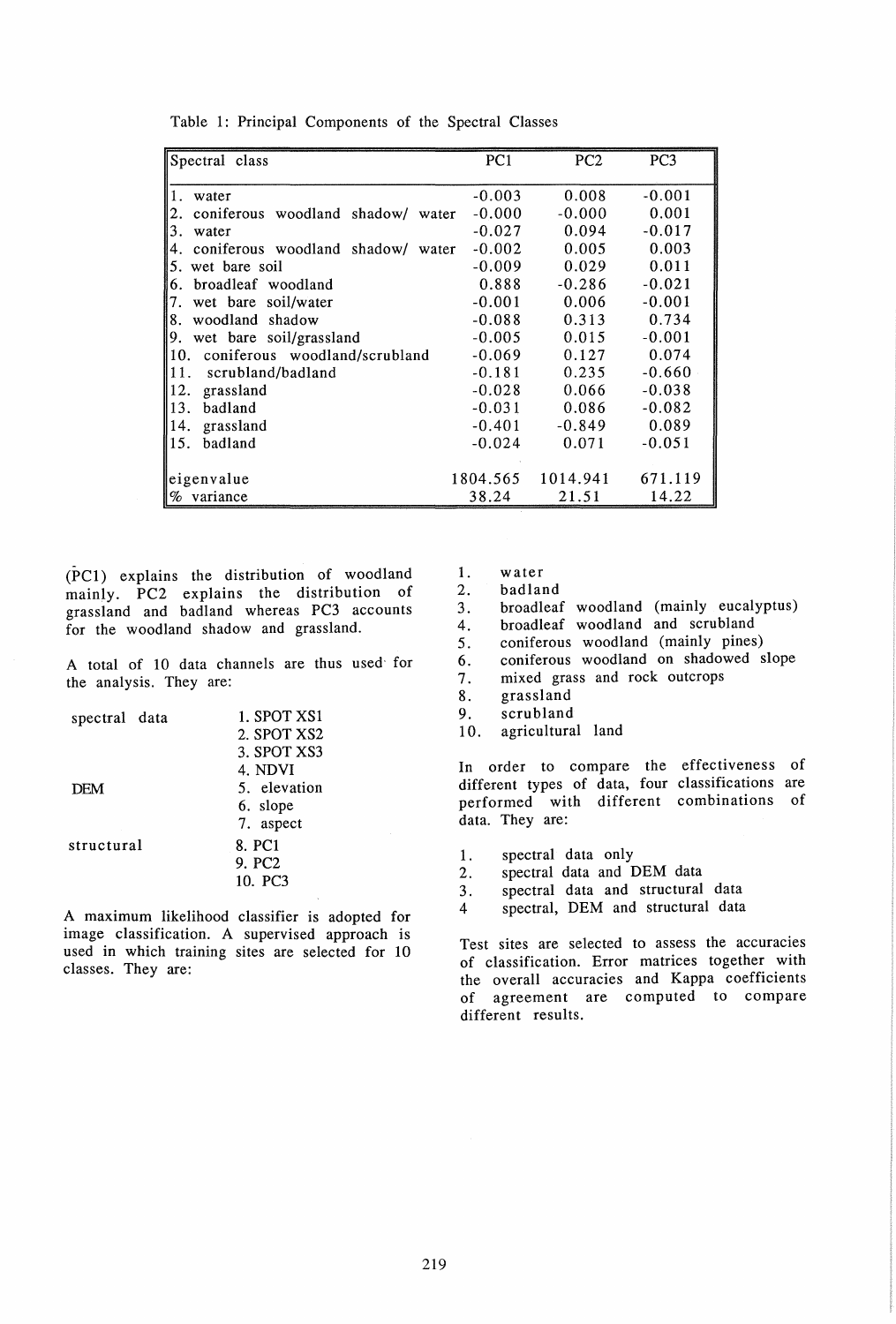Table 1: Principal Components of the Spectral Classes

| Spectral class | PC1 | PC2 | PC3 |
|---|---|---|---|
| 1. water | -0.003 | 0.008 | -0.001 |
| 2. coniferous woodland shadow/ water | -0.000 | -0.000 | 0.001 |
| 3. water | -0.027 | 0.094 | -0.017 |
| 4. coniferous woodland shadow/ water | -0.002 | 0.005 | 0.003 |
| 5. wet bare soil | -0.009 | 0.029 | 0.011 |
| 6. broadleaf woodland | 0.888 | -0.286 | -0.021 |
| 7. wet bare soil/water | -0.001 | 0.006 | -0.001 |
| 8. woodland shadow | -0.088 | 0.313 | 0.734 |
| 9. wet bare soil/grassland | -0.005 | 0.015 | -0.001 |
| 10. coniferous woodland/scrubland | -0.069 | 0.127 | 0.074 |
| 11. scrubland/badland | -0.181 | 0.235 | -0.660 |
| 12. grassland | -0.028 | 0.066 | -0.038 |
| 13. badland | -0.031 | 0.086 | -0.082 |
| 14. grassland | -0.401 | -0.849 | 0.089 |
| 15. badland | -0.024 | 0.071 | -0.051 |
| eigenvalue | 1804.565 | 1014.941 | 671.119 |
| % variance | 38.24 | 21.51 | 14.22 |

(PC1) explains the distribution of woodland mainly. PC2 explains the distribution of grassland and badland whereas PC3 accounts for the woodland shadow and grassland.

A total of 10 data channels are thus used for the analysis. They are:

| | |
|---|---|
| spectral data | 1. SPOT XS1 |
| | 2. SPOT XS2 |
| | 3. SPOT XS3 |
| | 4. NDVI |
| DEM | 5. elevation |
| | 6. slope |
| | 7. aspect |
| structural | 8. PC1 |
| | 9. PC2 |
| | 10. PC3 |

A maximum likelihood classifier is adopted for image classification. A supervised approach is used in which training sites are selected for 10 classes. They are:

1. water
2. badland
3. broadleaf woodland (mainly eucalyptus)
4. broadleaf woodland and scrubland
5. coniferous woodland (mainly pines)
6. coniferous woodland on shadowed slope
7. mixed grass and rock outcrops
8. grassland
9. scrubland
10. agricultural land

In order to compare the effectiveness of different types of data, four classifications are performed with different combinations of data. They are:

1. spectral data only
2. spectral data and DEM data
3. spectral data and structural data
4. spectral, DEM and structural data

Test sites are selected to assess the accuracies of classification. Error matrices together with the overall accuracies and Kappa coefficients of agreement are computed to compare different results.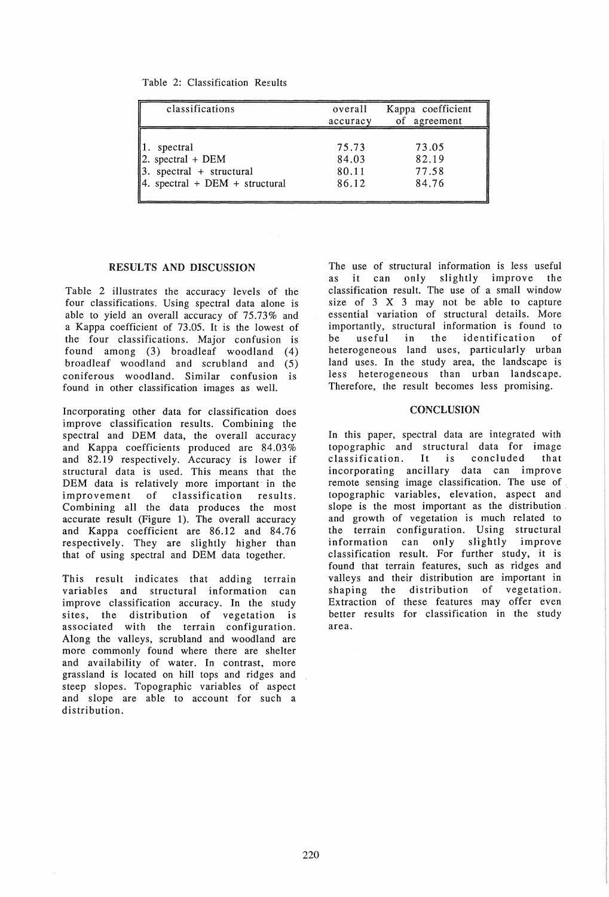Table 2: Classification Results

| classifications | overall accuracy | Kappa coefficient of agreement |
|---|---|---|
| 1. spectral | 75.73 | 73.05 |
| 2. spectral + DEM | 84.03 | 82.19 |
| 3. spectral + structural | 80.11 | 77.58 |
| 4. spectral + DEM + structural | 86.12 | 84.76 |

## RESULTS AND DISCUSSION

Table 2 illustrates the accuracy levels of the four classifications. Using spectral data alone is able to yield an overall accuracy of 75.73% and a Kappa coefficient of 73.05. It is the lowest of the four classifications. Major confusion is found among (3) broadleaf woodland (4) broadleaf woodland and scrubland and (5) coniferous woodland. Similar confusion is found in other classification images as well.

Incorporating other data for classification does improve classification results. Combining the spectral and DEM data, the overall accuracy and Kappa coefficients produced are 84.03% and 82.19 respectively. Accuracy is lower if structural data is used. This means that the DEM data is relatively more important in the improvement of classification results. Combining all the data produces the most accurate result (Figure 1). The overall accuracy and Kappa coefficient are 86.12 and 84.76 respectively. They are slightly higher than that of using spectral and DEM data together.

This result indicates that adding terrain variables and structural information can improve classification accuracy. In the study sites, the distribution of vegetation is associated with the terrain configuration. Along the valleys, scrubland and woodland are more commonly found where there are shelter and availability of water. In contrast, more grassland is located on hill tops and ridges and steep slopes. Topographic variables of aspect and slope are able to account for such a distribution.

The use of structural information is less useful as it can only slightly improve the classification result. The use of a small window size of 3 X 3 may not be able to capture essential variation of structural details. More importantly, structural information is found to be useful in the identification of heterogeneous land uses, particularly urban land uses. In the study area, the landscape is less heterogeneous than urban landscape. Therefore, the result becomes less promising.

## CONCLUSION

In this paper, spectral data are integrated with topographic and structural data for image classification. It is concluded that incorporating ancillary data can improve remote sensing image classification. The use of topographic variables, elevation, aspect and slope is the most important as the distribution and growth of vegetation is much related to the terrain configuration. Using structural information can only slightly improve classification result. For further study, it is found that terrain features, such as ridges and valleys and their distribution are important in shaping the distribution of vegetation. Extraction of these features may offer even better results for classification in the study area.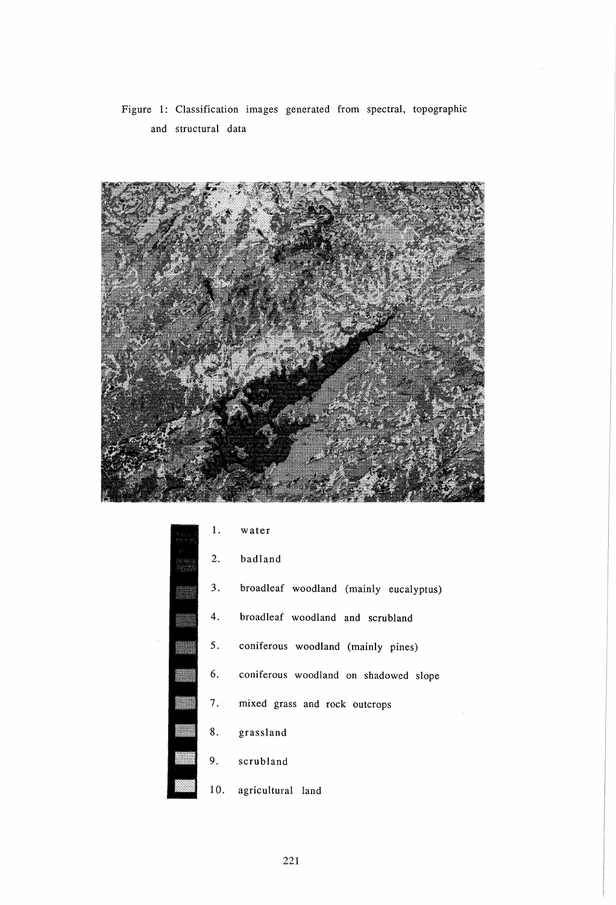Figure 1: Classification images generated from spectral, topographic and structural data

1. water
2. badland
3. broadleaf woodland (mainly eucalyptus)
4. broadleaf woodland and scrubland
5. coniferous woodland (mainly pines)
6. coniferous woodland on shadowed slope
7. mixed grass and rock outcrops
8. grassland
9. scrubland
10. agricultural land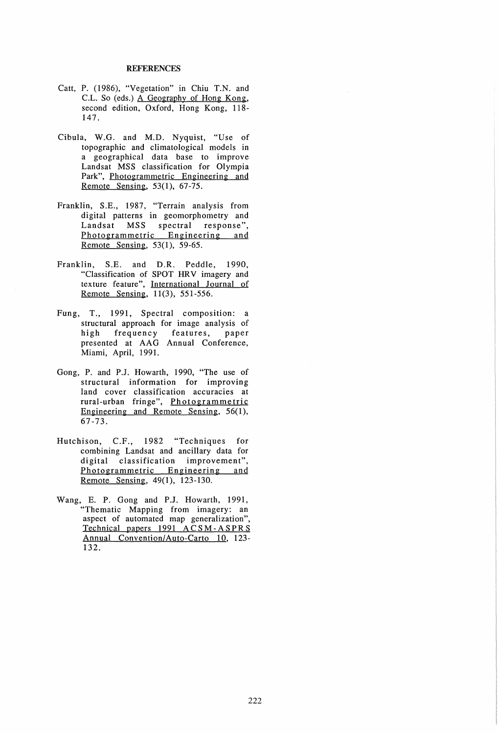# REFERENCES

Catt, P. (1986), "Vegetation" in Chiu T.N. and C.L. So (eds.) A Geography of Hong Kong, second edition, Oxford, Hong Kong, 118-147.

Cibula, W.G. and M.D. Nyquist, "Use of topographic and climatological models in a geographical data base to improve Landsat MSS classification for Olympia Park", Photogrammetric Engineering and Remote Sensing, 53(1), 67-75.

Franklin, S.E., 1987, "Terrain analysis from digital patterns in geomorphometry and Landsat MSS spectral response", Photogrammetric Engineering and Remote Sensing, 53(1), 59-65.

Franklin, S.E. and D.R. Peddle, 1990, "Classification of SPOT HRV imagery and texture feature", International Journal of Remote Sensing, 11(3), 551-556.

Fung, T., 1991, Spectral composition: a structural approach for image analysis of high frequency features, paper presented at AAG Annual Conference, Miami, April, 1991.

Gong, P. and P.J. Howarth, 1990, "The use of structural information for improving land cover classification accuracies at rural-urban fringe", Photogrammetric Engineering and Remote Sensing, 56(1), 67-73.

Hutchison, C.F., 1982 "Techniques for combining Landsat and ancillary data for digital classification improvement", Photogrammetric Engineering and Remote Sensing, 49(1), 123-130.

Wang, E. P. Gong and P.J. Howarth, 1991, "Thematic Mapping from imagery: an aspect of automated map generalization", Technical papers 1991 ACSM-ASPRS Annual Convention/Auto-Carto 10, 123-132.